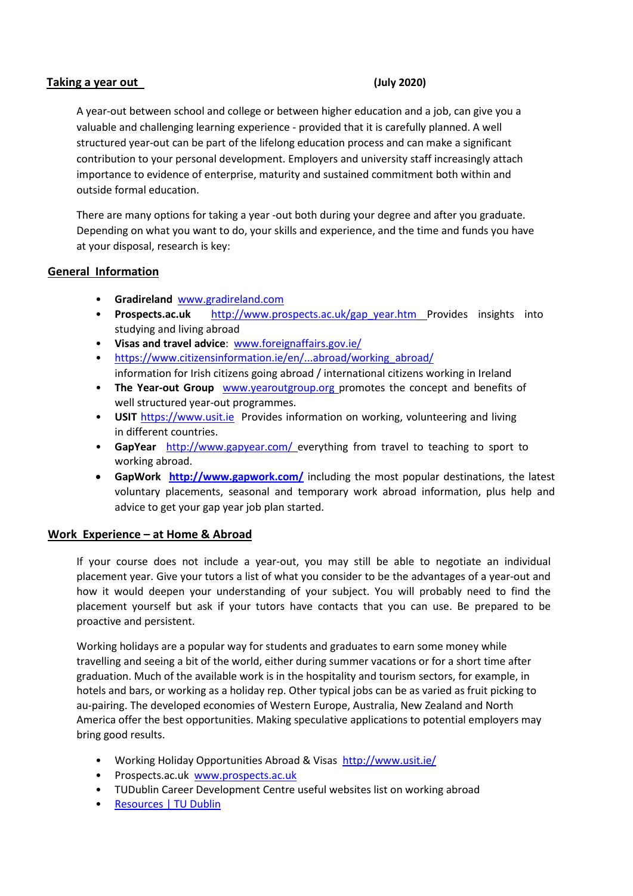## Taking a year out (July 2020)

A year-out between school and college or between higher education and a job, can give you a valuable and challenging learning experience - provided that it is carefully planned. A well structured year-out can be part of the lifelong education process and can make a significant contribution to your personal development. Employers and university staff increasingly attach importance to evidence of enterprise, maturity and sustained commitment both within and outside formal education.

There are many options for taking a year -out both during your degree and after you graduate. Depending on what you want to do, your skills and experience, and the time and funds you have at your disposal, research is key:

### General Information

- **Gradireland** www.gradireland.com
- **Prospects.ac.uk** http://www.prospects.ac.uk/gap_year.htm Provides insights into studying and living abroad
- **Visas and travel advice**: www.foreignaffairs.gov.ie/
- https://www.citizensinformation.ie/en/...abroad/working_abroad/ information for Irish citizens going abroad / international citizens working in Ireland
- **The Year-out Group** www.yearoutgroup.org promotes the concept and benefits of well structured year-out programmes.
- **USIT** https://www.usit.ie Provides information on working, volunteering and living in different countries.
- **GapYear** http://www.gapyear.com/ everything from travel to teaching to sport to working abroad.
- **GapWork** **http://www.gapwork.com/** including the most popular destinations, the latest voluntary placements, seasonal and temporary work abroad information, plus help and advice to get your gap year job plan started.

### Work Experience – at Home & Abroad

If your course does not include a year-out, you may still be able to negotiate an individual placement year. Give your tutors a list of what you consider to be the advantages of a year-out and how it would deepen your understanding of your subject. You will probably need to find the placement yourself but ask if your tutors have contacts that you can use. Be prepared to be proactive and persistent.

Working holidays are a popular way for students and graduates to earn some money while travelling and seeing a bit of the world, either during summer vacations or for a short time after graduation. Much of the available work is in the hospitality and tourism sectors, for example, in hotels and bars, or working as a holiday rep. Other typical jobs can be as varied as fruit picking to au-pairing. The developed economies of Western Europe, Australia, New Zealand and North America offer the best opportunities. Making speculative applications to potential employers may bring good results.

- Working Holiday Opportunities Abroad & Visas http://www.usit.ie/
- Prospects.ac.uk www.prospects.ac.uk
- TUDublin Career Development Centre useful websites list on working abroad
- Resources | TU Dublin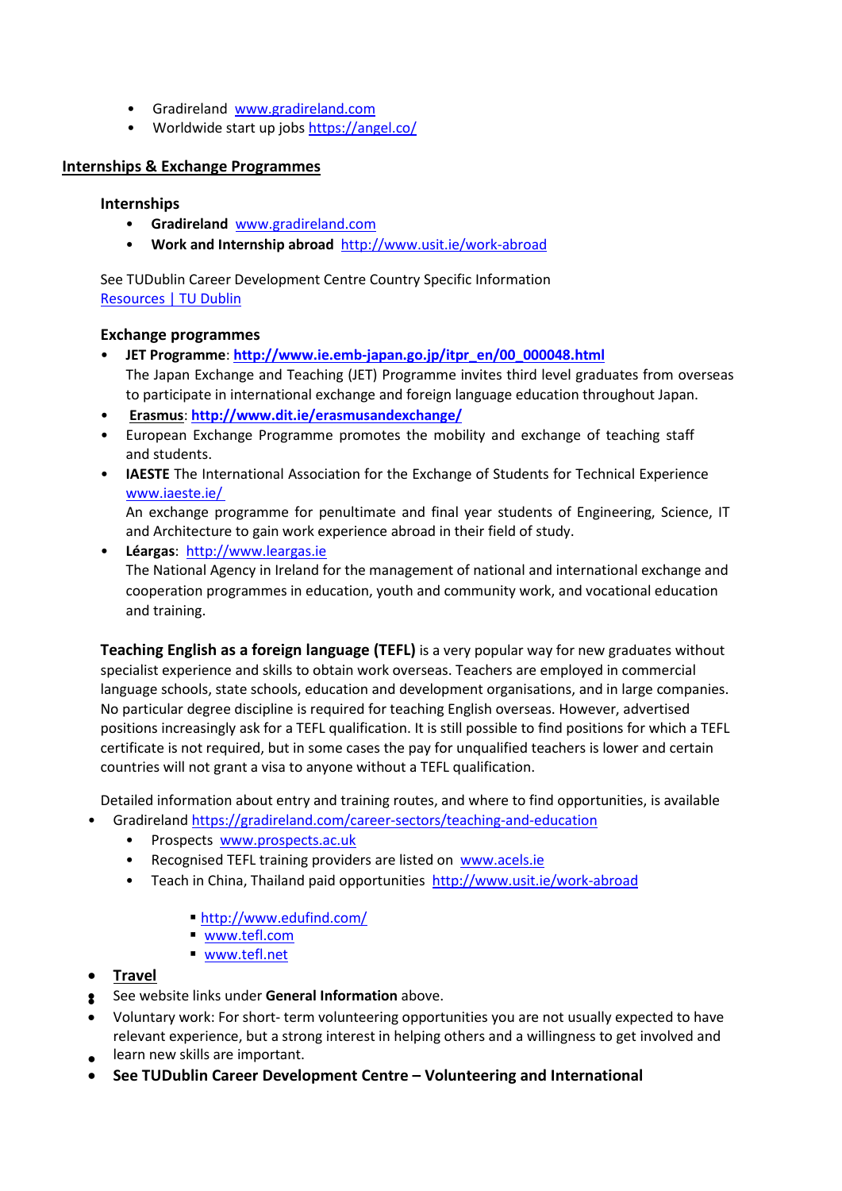- Gradireland [www.gradireland.com](http://www.gradireland.com)
- Worldwide start up jobs [https://angel.co/](https://angel.co/)

## Internships & Exchange Programmes

### Internships

- **Gradireland** [www.gradireland.com](http://www.gradireland.com)
- **Work and Internship abroad** [http://www.usit.ie/work-abroad](http://www.usit.ie/work-abroad)

See TUDublin Career Development Centre Country Specific Information
[Resources | TU Dublin]()

### Exchange programmes

- **JET Programme**: **[http://www.ie.emb-japan.go.jp/itpr_en/00_000048.html](http://www.ie.emb-japan.go.jp/itpr_en/00_000048.html)**
  The Japan Exchange and Teaching (JET) Programme invites third level graduates from overseas to participate in international exchange and foreign language education throughout Japan.
- **Erasmus**: **[http://www.dit.ie/erasmusandexchange/](http://www.dit.ie/erasmusandexchange/)**
- European Exchange Programme promotes the mobility and exchange of teaching staff and students.
- **IAESTE** The International Association for the Exchange of Students for Technical Experience [www.iaeste.ie/](http://www.iaeste.ie/)
  An exchange programme for penultimate and final year students of Engineering, Science, IT and Architecture to gain work experience abroad in their field of study.
- **Léargas**: [http://www.leargas.ie](http://www.leargas.ie)
  The National Agency in Ireland for the management of national and international exchange and cooperation programmes in education, youth and community work, and vocational education and training.

**Teaching English as a foreign language (TEFL)** is a very popular way for new graduates without specialist experience and skills to obtain work overseas. Teachers are employed in commercial language schools, state schools, education and development organisations, and in large companies. No particular degree discipline is required for teaching English overseas. However, advertised positions increasingly ask for a TEFL qualification. It is still possible to find positions for which a TEFL certificate is not required, but in some cases the pay for unqualified teachers is lower and certain countries will not grant a visa to anyone without a TEFL qualification.

Detailed information about entry and training routes, and where to find opportunities, is available

- Gradireland [https://gradireland.com/career-sectors/teaching-and-education](https://gradireland.com/career-sectors/teaching-and-education)
  - Prospects [www.prospects.ac.uk](http://www.prospects.ac.uk)
  - Recognised TEFL training providers are listed on [www.acels.ie](http://www.acels.ie)
  - Teach in China, Thailand paid opportunities [http://www.usit.ie/work-abroad](http://www.usit.ie/work-abroad)
    - [http://www.edufind.com/](http://www.edufind.com/)
    - [www.tefl.com](http://www.tefl.com)
    - [www.tefl.net](http://www.tefl.net)

- **Travel**
- See website links under **General Information** above.
- Voluntary work: For short- term volunteering opportunities you are not usually expected to have relevant experience, but a strong interest in helping others and a willingness to get involved and learn new skills are important.
- **See TUDublin Career Development Centre – Volunteering and International**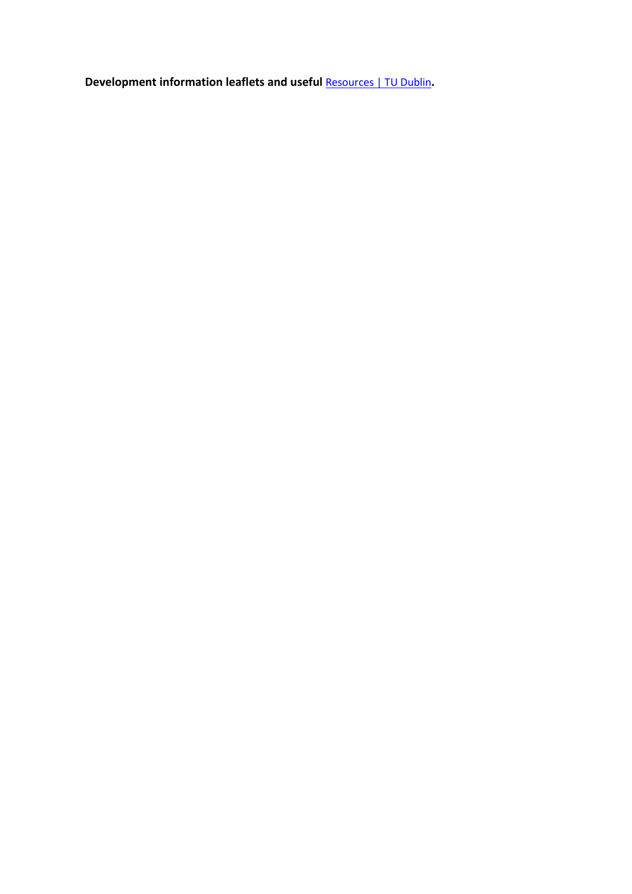**Development information leaflets and useful** [Resources | TU Dublin](Resources | TU Dublin)**.**